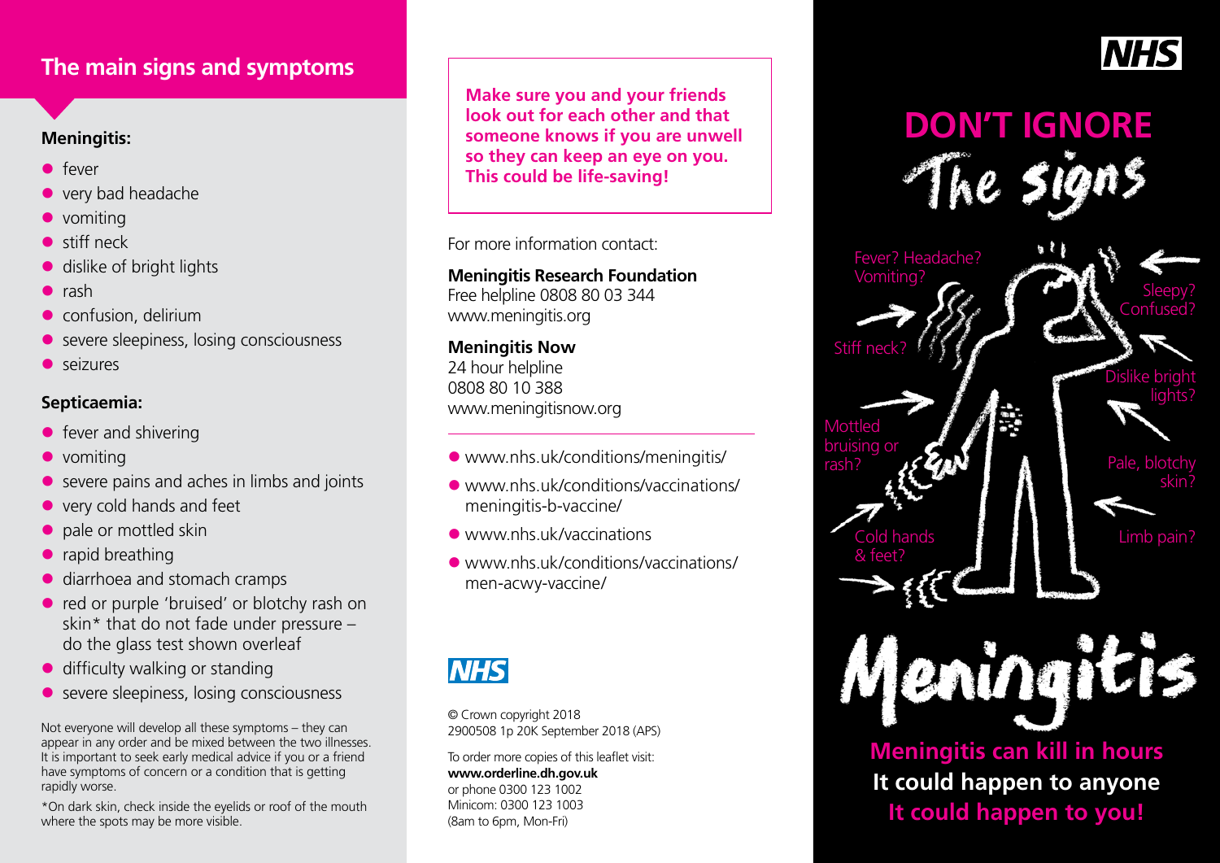## The main signs and symptoms

### Meningitis:

- fever
- very bad headache
- vomiting
- stiff neck
- dislike of bright lights
- rash
- confusion, delirium
- severe sleepiness, losing consciousness
- seizures

### Septicaemia:

- fever and shivering
- vomiting
- severe pains and aches in limbs and joints
- very cold hands and feet
- pale or mottled skin
- rapid breathing
- diarrhoea and stomach cramps
- red or purple 'bruised' or blotchy rash on skin* that do not fade under pressure – do the glass test shown overleaf
- difficulty walking or standing
- severe sleepiness, losing consciousness

Not everyone will develop all these symptoms – they can appear in any order and be mixed between the two illnesses. It is important to seek early medical advice if you or a friend have symptoms of concern or a condition that is getting rapidly worse.

*On dark skin, check inside the eyelids or roof of the mouth where the spots may be more visible.

**Make sure you and your friends look out for each other and that someone knows if you are unwell so they can keep an eye on you. This could be life-saving!**

For more information contact:

**Meningitis Research Foundation**
Free helpline 0808 80 03 344
www.meningitis.org

**Meningitis Now**
24 hour helpline
0808 80 10 388
www.meningitisnow.org

- www.nhs.uk/conditions/meningitis/
- www.nhs.uk/conditions/vaccinations/meningitis-b-vaccine/
- www.nhs.uk/vaccinations
- www.nhs.uk/conditions/vaccinations/men-acwy-vaccine/

NHS

© Crown copyright 2018
2900508 1p 20K September 2018 (APS)

To order more copies of this leaflet visit:
**www.orderline.dh.gov.uk**
or phone 0300 123 1002
Minicom: 0300 123 1003
(8am to 6pm, Mon-Fri)

NHS

# DON'T IGNORE The signs

Fever? Headache? Vomiting?

Stiff neck?

Sleepy? Confused?

Dislike bright lights?

Mottled bruising or rash?

Pale, blotchy skin?

Cold hands & feet?

Limb pain?

# Meningitis

**Meningitis can kill in hours**
**It could happen to anyone**
**It could happen to you!**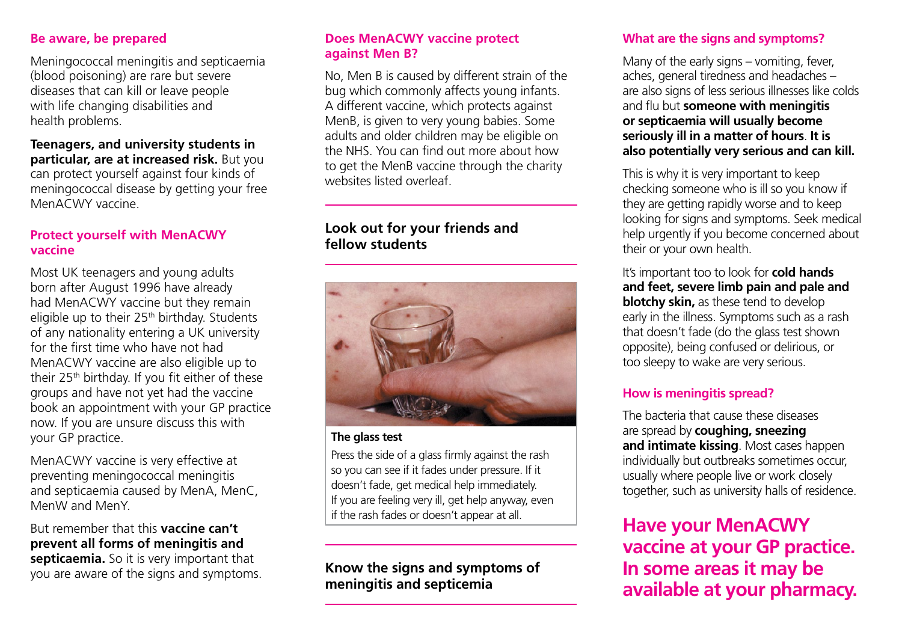## Be aware, be prepared

Meningococcal meningitis and septicaemia (blood poisoning) are rare but severe diseases that can kill or leave people with life changing disabilities and health problems.

**Teenagers, and university students in particular, are at increased risk.** But you can protect yourself against four kinds of meningococcal disease by getting your free MenACWY vaccine.

## Protect yourself with MenACWY vaccine

Most UK teenagers and young adults born after August 1996 have already had MenACWY vaccine but they remain eligible up to their 25th birthday. Students of any nationality entering a UK university for the first time who have not had MenACWY vaccine are also eligible up to their 25th birthday. If you fit either of these groups and have not yet had the vaccine book an appointment with your GP practice now. If you are unsure discuss this with your GP practice.

MenACWY vaccine is very effective at preventing meningococcal meningitis and septicaemia caused by MenA, MenC, MenW and MenY.

But remember that this **vaccine can't prevent all forms of meningitis and septicaemia.** So it is very important that you are aware of the signs and symptoms.

## Does MenACWY vaccine protect against Men B?

No, Men B is caused by different strain of the bug which commonly affects young infants. A different vaccine, which protects against MenB, is given to very young babies. Some adults and older children may be eligible on the NHS. You can find out more about how to get the MenB vaccine through the charity websites listed overleaf.

## Look out for your friends and fellow students

**The glass test**

Press the side of a glass firmly against the rash so you can see if it fades under pressure. If it doesn't fade, get medical help immediately. If you are feeling very ill, get help anyway, even if the rash fades or doesn't appear at all.

## Know the signs and symptoms of meningitis and septicemia

## What are the signs and symptoms?

Many of the early signs – vomiting, fever, aches, general tiredness and headaches – are also signs of less serious illnesses like colds and flu but **someone with meningitis or septicaemia will usually become seriously ill in a matter of hours**. **It is also potentially very serious and can kill.**

This is why it is very important to keep checking someone who is ill so you know if they are getting rapidly worse and to keep looking for signs and symptoms. Seek medical help urgently if you become concerned about their or your own health.

It's important too to look for **cold hands and feet, severe limb pain and pale and blotchy skin,** as these tend to develop early in the illness. Symptoms such as a rash that doesn't fade (do the glass test shown opposite), being confused or delirious, or too sleepy to wake are very serious.

## How is meningitis spread?

The bacteria that cause these diseases are spread by **coughing, sneezing and intimate kissing**. Most cases happen individually but outbreaks sometimes occur, usually where people live or work closely together, such as university halls of residence.

## Have your MenACWY vaccine at your GP practice. In some areas it may be available at your pharmacy.